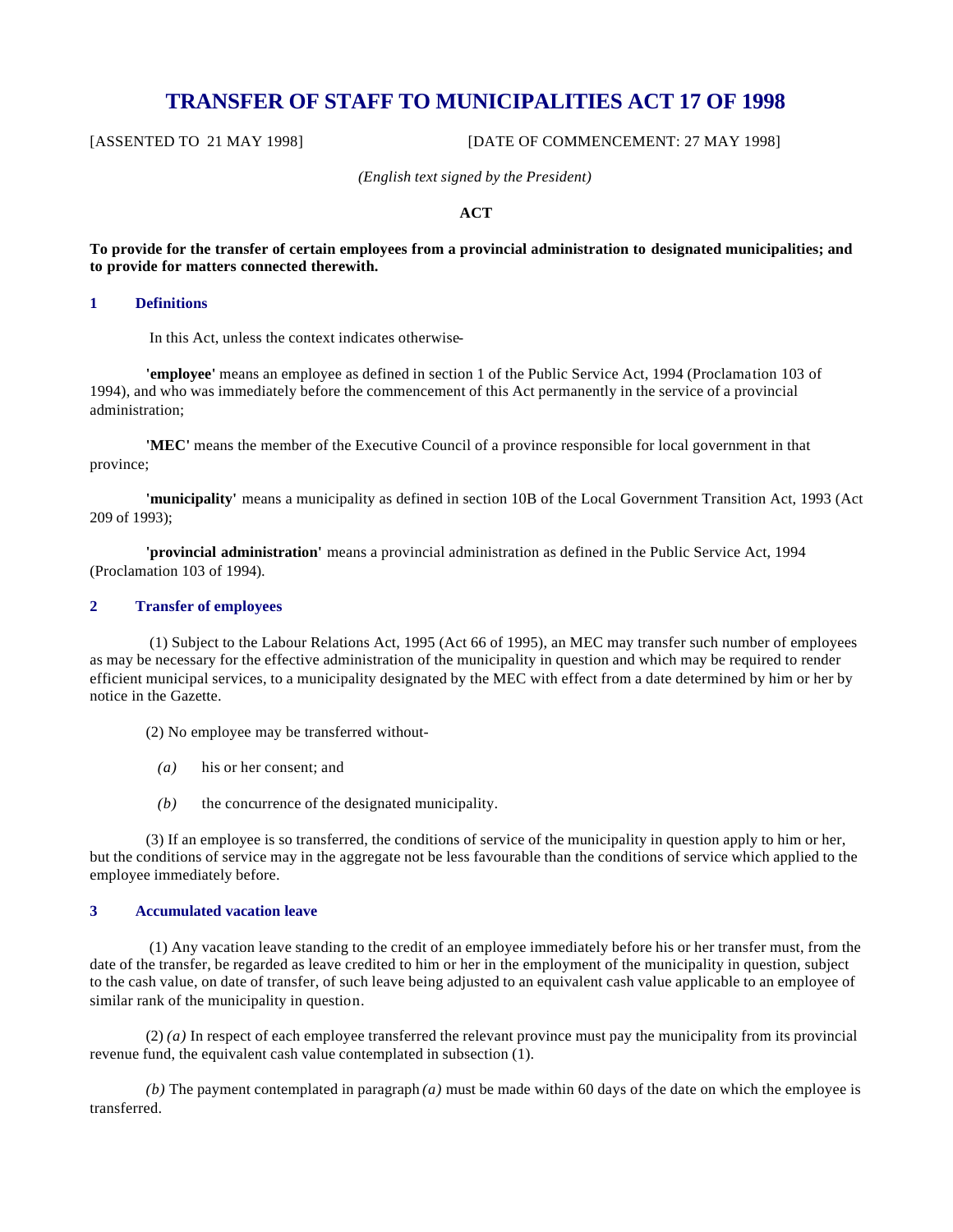# TRANSFER OF STAFF TO MUNICIPALITIES ACT 17 OF 1998

[ASSENTED TO 21 MAY 1998] [DATE OF COMMENCEMENT: 27 MAY 1998]

*(English text signed by the President)*

**ACT**

**To provide for the transfer of certain employees from a provincial administration to designated municipalities; and to provide for matters connected therewith.**

## 1 Definitions

In this Act, unless the context indicates otherwise-

**'employee'** means an employee as defined in section 1 of the Public Service Act, 1994 (Proclamation 103 of 1994), and who was immediately before the commencement of this Act permanently in the service of a provincial administration;

**'MEC'** means the member of the Executive Council of a province responsible for local government in that province;

**'municipality'** means a municipality as defined in section 10B of the Local Government Transition Act, 1993 (Act 209 of 1993);

**'provincial administration'** means a provincial administration as defined in the Public Service Act, 1994 (Proclamation 103 of 1994).

## 2 Transfer of employees

(1) Subject to the Labour Relations Act, 1995 (Act 66 of 1995), an MEC may transfer such number of employees as may be necessary for the effective administration of the municipality in question and which may be required to render efficient municipal services, to a municipality designated by the MEC with effect from a date determined by him or her by notice in the Gazette.

(2) No employee may be transferred without-

*(a)* his or her consent; and

*(b)* the concurrence of the designated municipality.

(3) If an employee is so transferred, the conditions of service of the municipality in question apply to him or her, but the conditions of service may in the aggregate not be less favourable than the conditions of service which applied to the employee immediately before.

## 3 Accumulated vacation leave

(1) Any vacation leave standing to the credit of an employee immediately before his or her transfer must, from the date of the transfer, be regarded as leave credited to him or her in the employment of the municipality in question, subject to the cash value, on date of transfer, of such leave being adjusted to an equivalent cash value applicable to an employee of similar rank of the municipality in question.

(2) *(a)* In respect of each employee transferred the relevant province must pay the municipality from its provincial revenue fund, the equivalent cash value contemplated in subsection (1).

*(b)* The payment contemplated in paragraph *(a)* must be made within 60 days of the date on which the employee is transferred.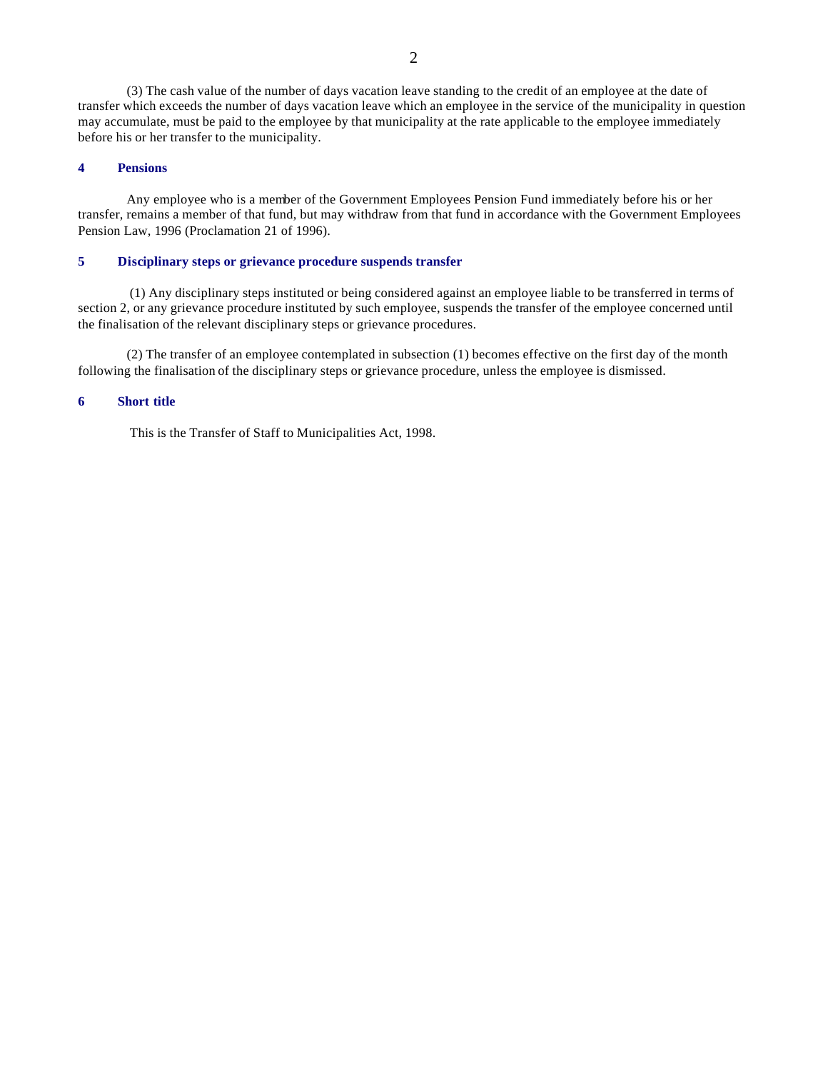(3) The cash value of the number of days vacation leave standing to the credit of an employee at the date of transfer which exceeds the number of days vacation leave which an employee in the service of the municipality in question may accumulate, must be paid to the employee by that municipality at the rate applicable to the employee immediately before his or her transfer to the municipality.

### 4 Pensions

Any employee who is a member of the Government Employees Pension Fund immediately before his or her transfer, remains a member of that fund, but may withdraw from that fund in accordance with the Government Employees Pension Law, 1996 (Proclamation 21 of 1996).

### 5 Disciplinary steps or grievance procedure suspends transfer

(1) Any disciplinary steps instituted or being considered against an employee liable to be transferred in terms of section 2, or any grievance procedure instituted by such employee, suspends the transfer of the employee concerned until the finalisation of the relevant disciplinary steps or grievance procedures.

(2) The transfer of an employee contemplated in subsection (1) becomes effective on the first day of the month following the finalisation of the disciplinary steps or grievance procedure, unless the employee is dismissed.

### 6 Short title

This is the Transfer of Staff to Municipalities Act, 1998.